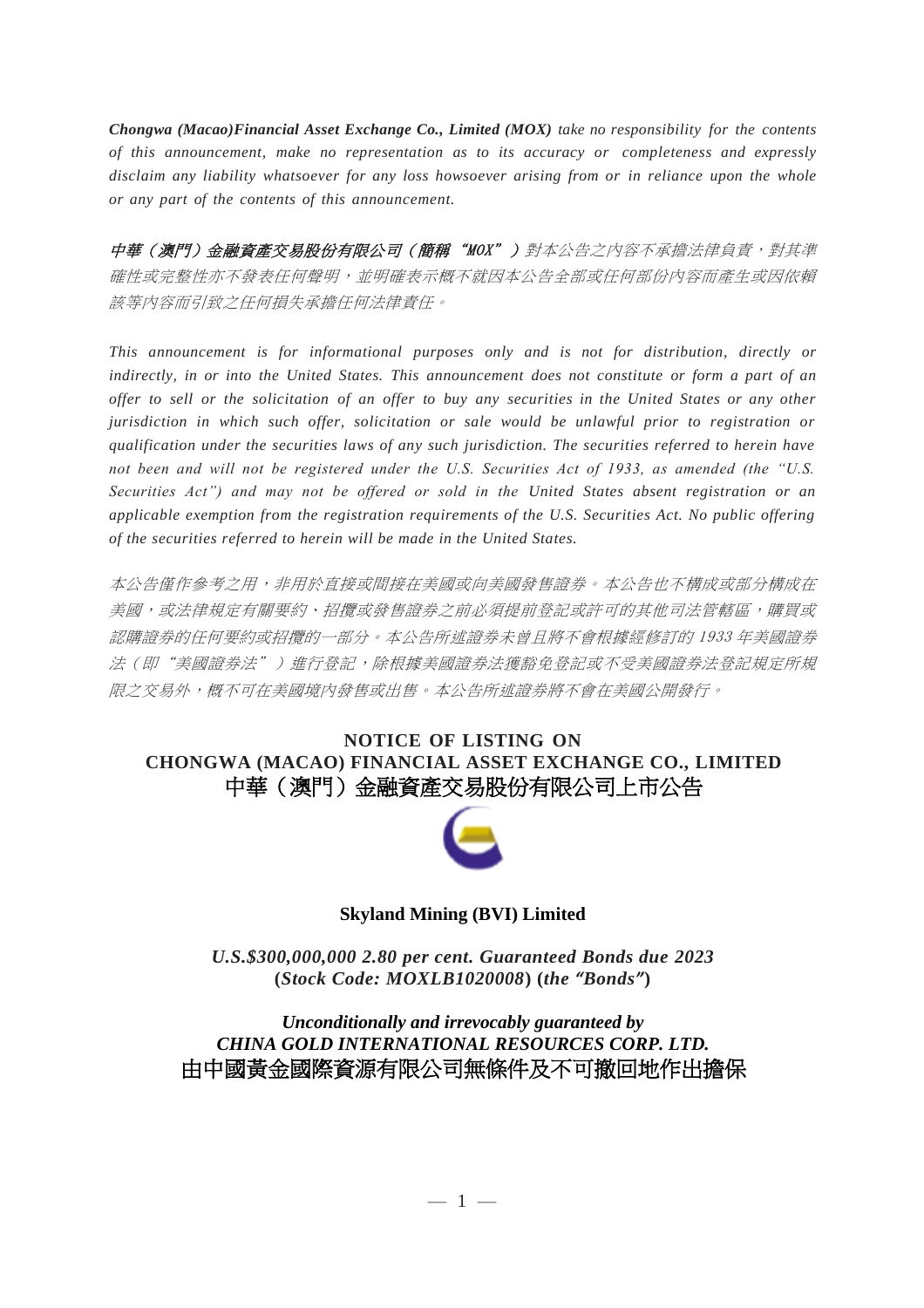***Chongwa (Macao)Financial Asset Exchange Co., Limited (MOX)*** *take no responsibility for the contents of this announcement, make no representation as to its accuracy or completeness and expressly disclaim any liability whatsoever for any loss howsoever arising from or in reliance upon the whole or any part of the contents of this announcement.*

***中華（澳門）金融資產交易股份有限公司（簡稱"MOX"）****對本公告之內容不承擔法律負責，對其準確性或完整性亦不發表任何聲明，並明確表示概不就因本公告全部或任何部份內容而產生或因依賴該等內容而引致之任何損失承擔任何法律責任。*

*This announcement is for informational purposes only and is not for distribution, directly or indirectly, in or into the United States. This announcement does not constitute or form a part of an offer to sell or the solicitation of an offer to buy any securities in the United States or any other jurisdiction in which such offer, solicitation or sale would be unlawful prior to registration or qualification under the securities laws of any such jurisdiction. The securities referred to herein have not been and will not be registered under the U.S. Securities Act of 1933, as amended (the "U.S. Securities Act") and may not be offered or sold in the United States absent registration or an applicable exemption from the registration requirements of the U.S. Securities Act. No public offering of the securities referred to herein will be made in the United States.*

*本公告僅作參考之用，非用於直接或間接在美國或向美國發售證券。本公告也不構成或部分構成在美國，或法律規定有關要約、招攬或發售證券之前必須提前登記或許可的其他司法管轄區，購買或認購證券的任何要約或招攬的一部分。本公告所述證券未曾且將不會根據經修訂的 1933 年美國證券法（即"美國證券法"）進行登記，除根據美國證券法獲豁免登記或不受美國證券法登記規定所規限之交易外，概不可在美國境內發售或出售。本公告所述證券將不會在美國公開發行。*

# NOTICE OF LISTING ON CHONGWA (MACAO) FINANCIAL ASSET EXCHANGE CO., LIMITED
# 中華（澳門）金融資產交易股份有限公司上市公告

**Skyland Mining (BVI) Limited**

***U.S.$300,000,000 2.80 per cent. Guaranteed Bonds due 2023***
**(*Stock Code: MOXLB1020008*) (*the "Bonds"*)**

***Unconditionally and irrevocably guaranteed by***
***CHINA GOLD INTERNATIONAL RESOURCES CORP. LTD.***
**由中國黃金國際資源有限公司無條件及不可撤回地作出擔保**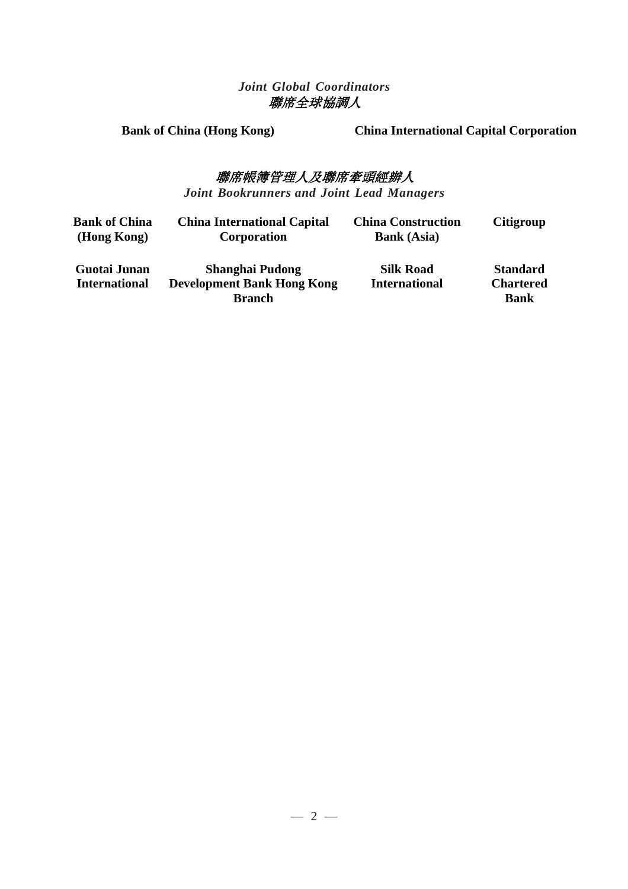*Joint Global Coordinators*
*聯席全球協調人*

**Bank of China (Hong Kong)** **China International Capital Corporation**

*聯席帳簿管理人及聯席牽頭經辦人*
*Joint Bookrunners and Joint Lead Managers*

| | | | |
|---|---|---|---|
| **Bank of China (Hong Kong)** | **China International Capital Corporation** | **China Construction Bank (Asia)** | **Citigroup** |
| **Guotai Junan International** | **Shanghai Pudong Development Bank Hong Kong Branch** | **Silk Road International** | **Standard Chartered Bank** |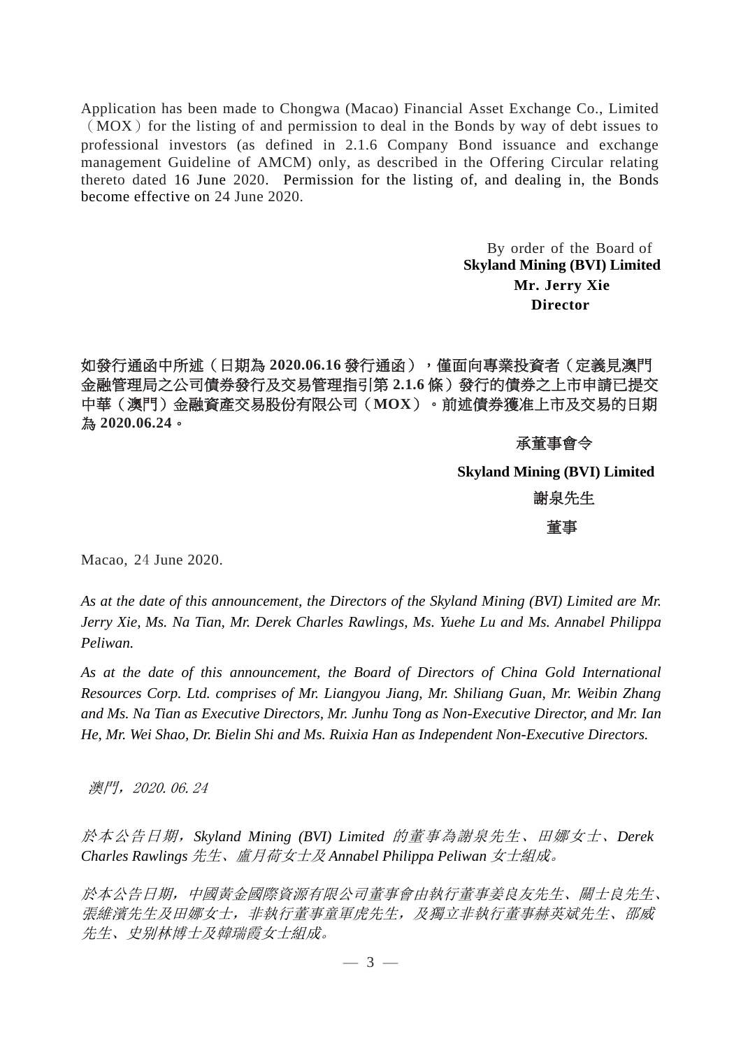Application has been made to Chongwa (Macao) Financial Asset Exchange Co., Limited（MOX）for the listing of and permission to deal in the Bonds by way of debt issues to professional investors (as defined in 2.1.6 Company Bond issuance and exchange management Guideline of AMCM) only, as described in the Offering Circular relating thereto dated 16 June 2020. Permission for the listing of, and dealing in, the Bonds become effective on 24 June 2020.

By order of the Board of
**Skyland Mining (BVI) Limited**
**Mr. Jerry Xie**
**Director**

**如發行通函中所述（日期為 2020.06.16 發行通函），僅面向專業投資者（定義見澳門金融管理局之公司債券發行及交易管理指引第 2.1.6 條）發行的債券之上市申請已提交中華（澳門）金融資產交易股份有限公司（MOX）。前述債券獲准上市及交易的日期為 2020.06.24。**

承董事會令
**Skyland Mining (BVI) Limited**
謝泉先生
董事

Macao, 24 June 2020.

*As at the date of this announcement, the Directors of the Skyland Mining (BVI) Limited are Mr. Jerry Xie, Ms. Na Tian, Mr. Derek Charles Rawlings, Ms. Yuehe Lu and Ms. Annabel Philippa Peliwan.*

*As at the date of this announcement, the Board of Directors of China Gold International Resources Corp. Ltd. comprises of Mr. Liangyou Jiang, Mr. Shiliang Guan, Mr. Weibin Zhang and Ms. Na Tian as Executive Directors, Mr. Junhu Tong as Non-Executive Director, and Mr. Ian He, Mr. Wei Shao, Dr. Bielin Shi and Ms. Ruixia Han as Independent Non-Executive Directors.*

*澳門，2020. 06. 24*

*於本公告日期，Skyland Mining (BVI) Limited 的董事為謝泉先生、田娜女士、Derek Charles Rawlings 先生、盧月荷女士及 Annabel Philippa Peliwan 女士組成。*

*於本公告日期，中國黃金國際資源有限公司董事會由執行董事姜良友先生、關士良先生、張維濱先生及田娜女士，非執行董事童軍虎先生，及獨立非執行董事赫英斌先生、邵威先生、史別林博士及韓瑞霞女士組成。*